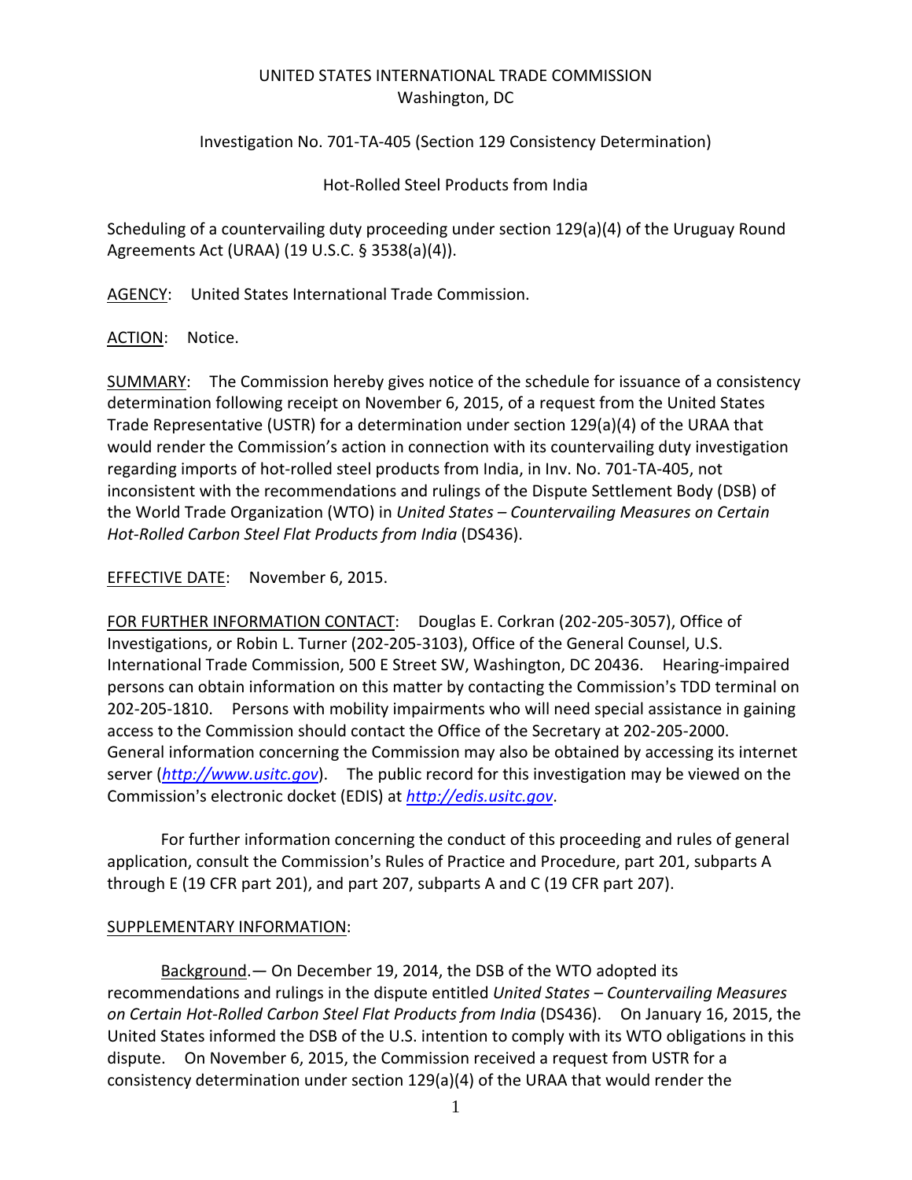UNITED STATES INTERNATIONAL TRADE COMMISSION
Washington, DC

Investigation No. 701-TA-405 (Section 129 Consistency Determination)

Hot-Rolled Steel Products from India

Scheduling of a countervailing duty proceeding under section 129(a)(4) of the Uruguay Round Agreements Act (URAA) (19 U.S.C. § 3538(a)(4)).

AGENCY: United States International Trade Commission.

ACTION: Notice.

SUMMARY: The Commission hereby gives notice of the schedule for issuance of a consistency determination following receipt on November 6, 2015, of a request from the United States Trade Representative (USTR) for a determination under section 129(a)(4) of the URAA that would render the Commission's action in connection with its countervailing duty investigation regarding imports of hot-rolled steel products from India, in Inv. No. 701-TA-405, not inconsistent with the recommendations and rulings of the Dispute Settlement Body (DSB) of the World Trade Organization (WTO) in *United States – Countervailing Measures on Certain Hot-Rolled Carbon Steel Flat Products from India* (DS436).

EFFECTIVE DATE: November 6, 2015.

FOR FURTHER INFORMATION CONTACT: Douglas E. Corkran (202-205-3057), Office of Investigations, or Robin L. Turner (202-205-3103), Office of the General Counsel, U.S. International Trade Commission, 500 E Street SW, Washington, DC 20436. Hearing-impaired persons can obtain information on this matter by contacting the Commission's TDD terminal on 202-205-1810. Persons with mobility impairments who will need special assistance in gaining access to the Commission should contact the Office of the Secretary at 202-205-2000. General information concerning the Commission may also be obtained by accessing its internet server (*http://www.usitc.gov*). The public record for this investigation may be viewed on the Commission's electronic docket (EDIS) at *http://edis.usitc.gov*.

For further information concerning the conduct of this proceeding and rules of general application, consult the Commission's Rules of Practice and Procedure, part 201, subparts A through E (19 CFR part 201), and part 207, subparts A and C (19 CFR part 207).

SUPPLEMENTARY INFORMATION:

Background.— On December 19, 2014, the DSB of the WTO adopted its recommendations and rulings in the dispute entitled *United States – Countervailing Measures on Certain Hot-Rolled Carbon Steel Flat Products from India* (DS436). On January 16, 2015, the United States informed the DSB of the U.S. intention to comply with its WTO obligations in this dispute. On November 6, 2015, the Commission received a request from USTR for a consistency determination under section 129(a)(4) of the URAA that would render the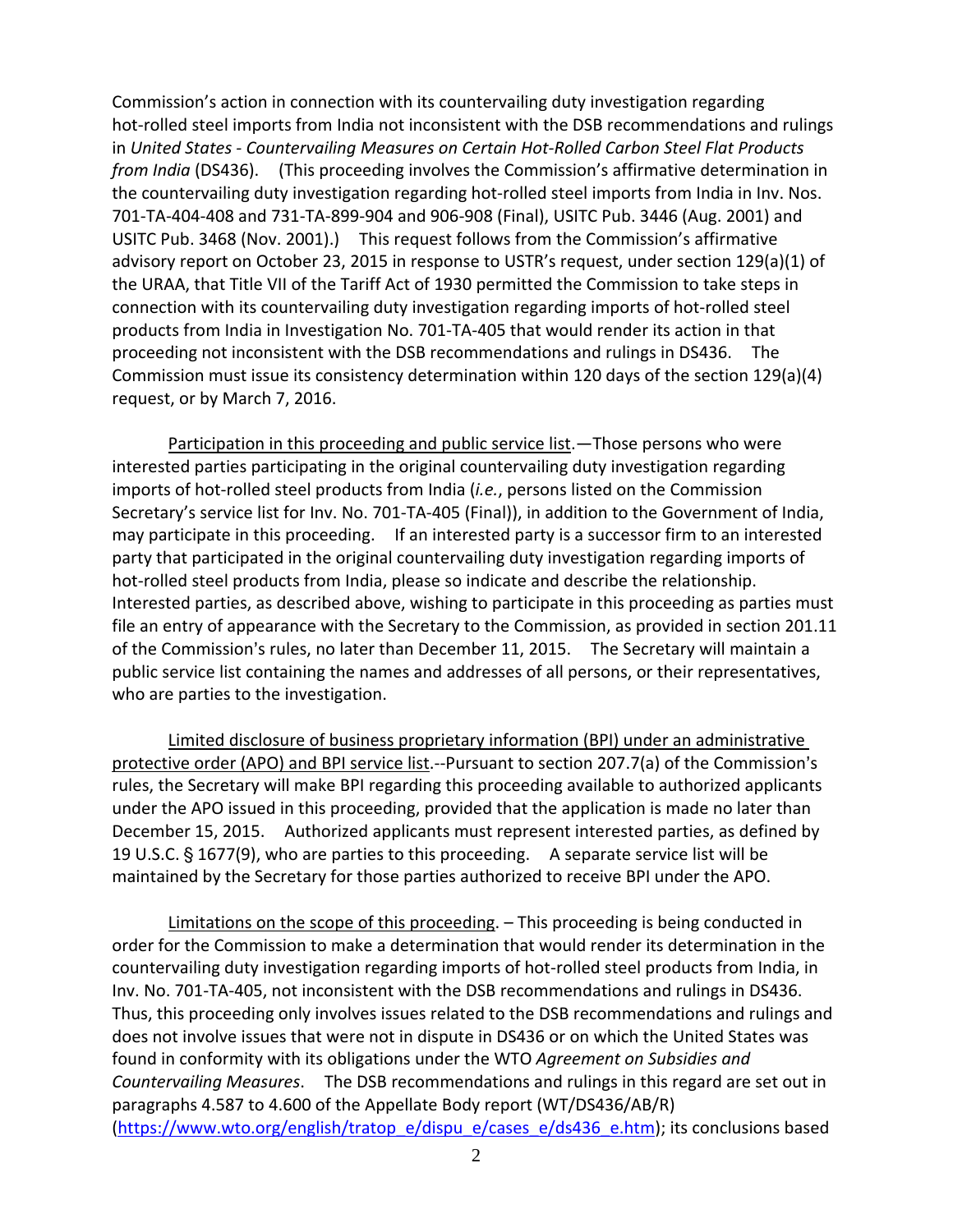Commission's action in connection with its countervailing duty investigation regarding hot-rolled steel imports from India not inconsistent with the DSB recommendations and rulings in *United States - Countervailing Measures on Certain Hot-Rolled Carbon Steel Flat Products from India* (DS436). (This proceeding involves the Commission's affirmative determination in the countervailing duty investigation regarding hot-rolled steel imports from India in Inv. Nos. 701-TA-404-408 and 731-TA-899-904 and 906-908 (Final), USITC Pub. 3446 (Aug. 2001) and USITC Pub. 3468 (Nov. 2001).) This request follows from the Commission's affirmative advisory report on October 23, 2015 in response to USTR's request, under section 129(a)(1) of the URAA, that Title VII of the Tariff Act of 1930 permitted the Commission to take steps in connection with its countervailing duty investigation regarding imports of hot-rolled steel products from India in Investigation No. 701-TA-405 that would render its action in that proceeding not inconsistent with the DSB recommendations and rulings in DS436. The Commission must issue its consistency determination within 120 days of the section 129(a)(4) request, or by March 7, 2016.

Participation in this proceeding and public service list.—Those persons who were interested parties participating in the original countervailing duty investigation regarding imports of hot-rolled steel products from India (*i.e.*, persons listed on the Commission Secretary's service list for Inv. No. 701-TA-405 (Final)), in addition to the Government of India, may participate in this proceeding. If an interested party is a successor firm to an interested party that participated in the original countervailing duty investigation regarding imports of hot-rolled steel products from India, please so indicate and describe the relationship. Interested parties, as described above, wishing to participate in this proceeding as parties must file an entry of appearance with the Secretary to the Commission, as provided in section 201.11 of the Commission's rules, no later than December 11, 2015. The Secretary will maintain a public service list containing the names and addresses of all persons, or their representatives, who are parties to the investigation.

Limited disclosure of business proprietary information (BPI) under an administrative protective order (APO) and BPI service list.--Pursuant to section 207.7(a) of the Commission's rules, the Secretary will make BPI regarding this proceeding available to authorized applicants under the APO issued in this proceeding, provided that the application is made no later than December 15, 2015. Authorized applicants must represent interested parties, as defined by 19 U.S.C. § 1677(9), who are parties to this proceeding. A separate service list will be maintained by the Secretary for those parties authorized to receive BPI under the APO.

Limitations on the scope of this proceeding. – This proceeding is being conducted in order for the Commission to make a determination that would render its determination in the countervailing duty investigation regarding imports of hot-rolled steel products from India, in Inv. No. 701-TA-405, not inconsistent with the DSB recommendations and rulings in DS436. Thus, this proceeding only involves issues related to the DSB recommendations and rulings and does not involve issues that were not in dispute in DS436 or on which the United States was found in conformity with its obligations under the WTO *Agreement on Subsidies and Countervailing Measures*. The DSB recommendations and rulings in this regard are set out in paragraphs 4.587 to 4.600 of the Appellate Body report (WT/DS436/AB/R) (https://www.wto.org/english/tratop_e/dispu_e/cases_e/ds436_e.htm); its conclusions based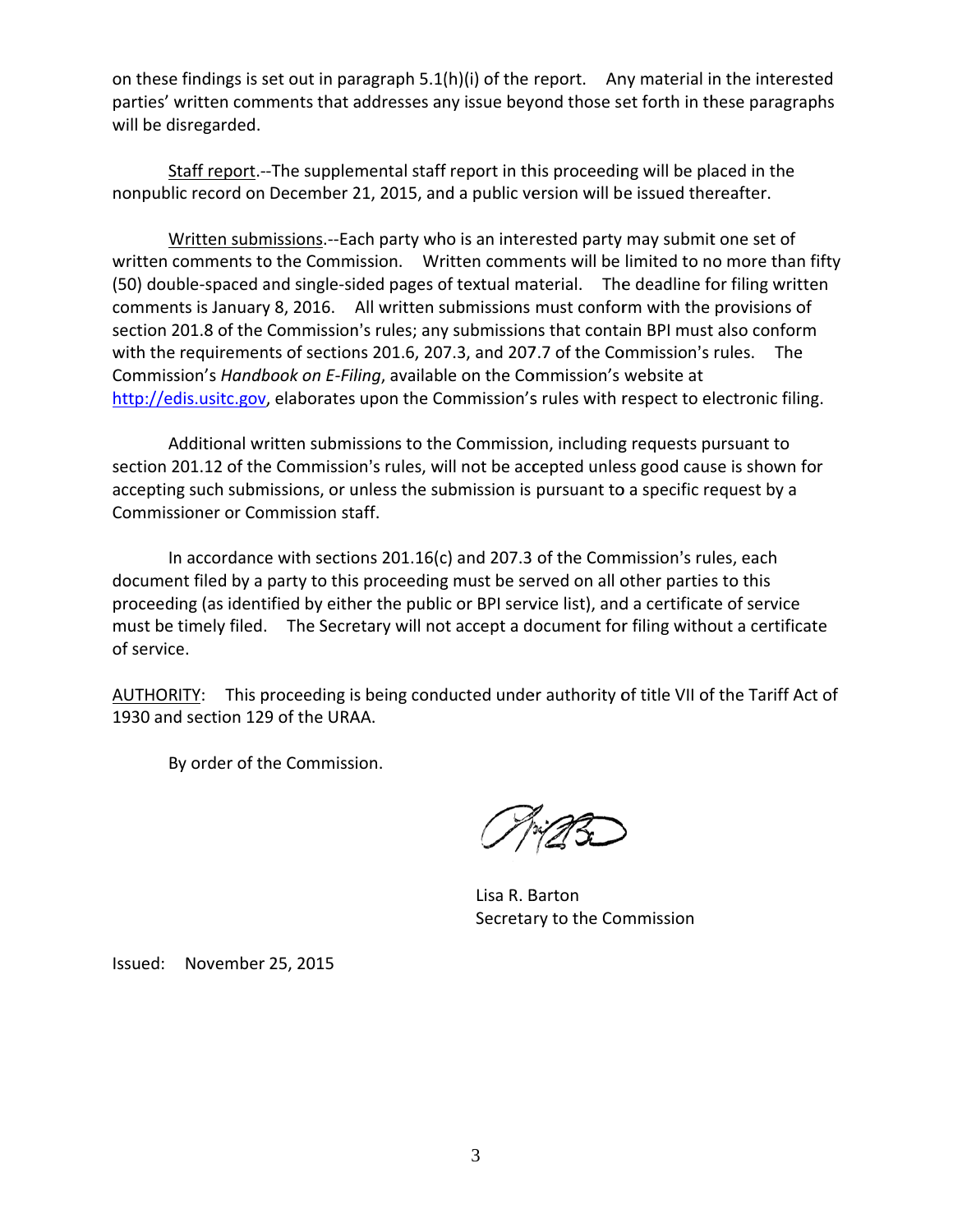on these findings is set out in paragraph 5.1(h)(i) of the report. Any material in the interested parties' written comments that addresses any issue beyond those set forth in these paragraphs will be disregarded.

Staff report.--The supplemental staff report in this proceeding will be placed in the nonpublic record on December 21, 2015, and a public version will be issued thereafter.

Written submissions.--Each party who is an interested party may submit one set of written comments to the Commission. Written comments will be limited to no more than fifty (50) double-spaced and single-sided pages of textual material. The deadline for filing written comments is January 8, 2016. All written submissions must conform with the provisions of section 201.8 of the Commission's rules; any submissions that contain BPI must also conform with the requirements of sections 201.6, 207.3, and 207.7 of the Commission's rules. The Commission's *Handbook on E-Filing*, available on the Commission's website at http://edis.usitc.gov, elaborates upon the Commission's rules with respect to electronic filing.

Additional written submissions to the Commission, including requests pursuant to section 201.12 of the Commission's rules, will not be accepted unless good cause is shown for accepting such submissions, or unless the submission is pursuant to a specific request by a Commissioner or Commission staff.

In accordance with sections 201.16(c) and 207.3 of the Commission's rules, each document filed by a party to this proceeding must be served on all other parties to this proceeding (as identified by either the public or BPI service list), and a certificate of service must be timely filed. The Secretary will not accept a document for filing without a certificate of service.

AUTHORITY: This proceeding is being conducted under authority of title VII of the Tariff Act of 1930 and section 129 of the URAA.

By order of the Commission.

Lisa R. Barton
Secretary to the Commission

Issued: November 25, 2015